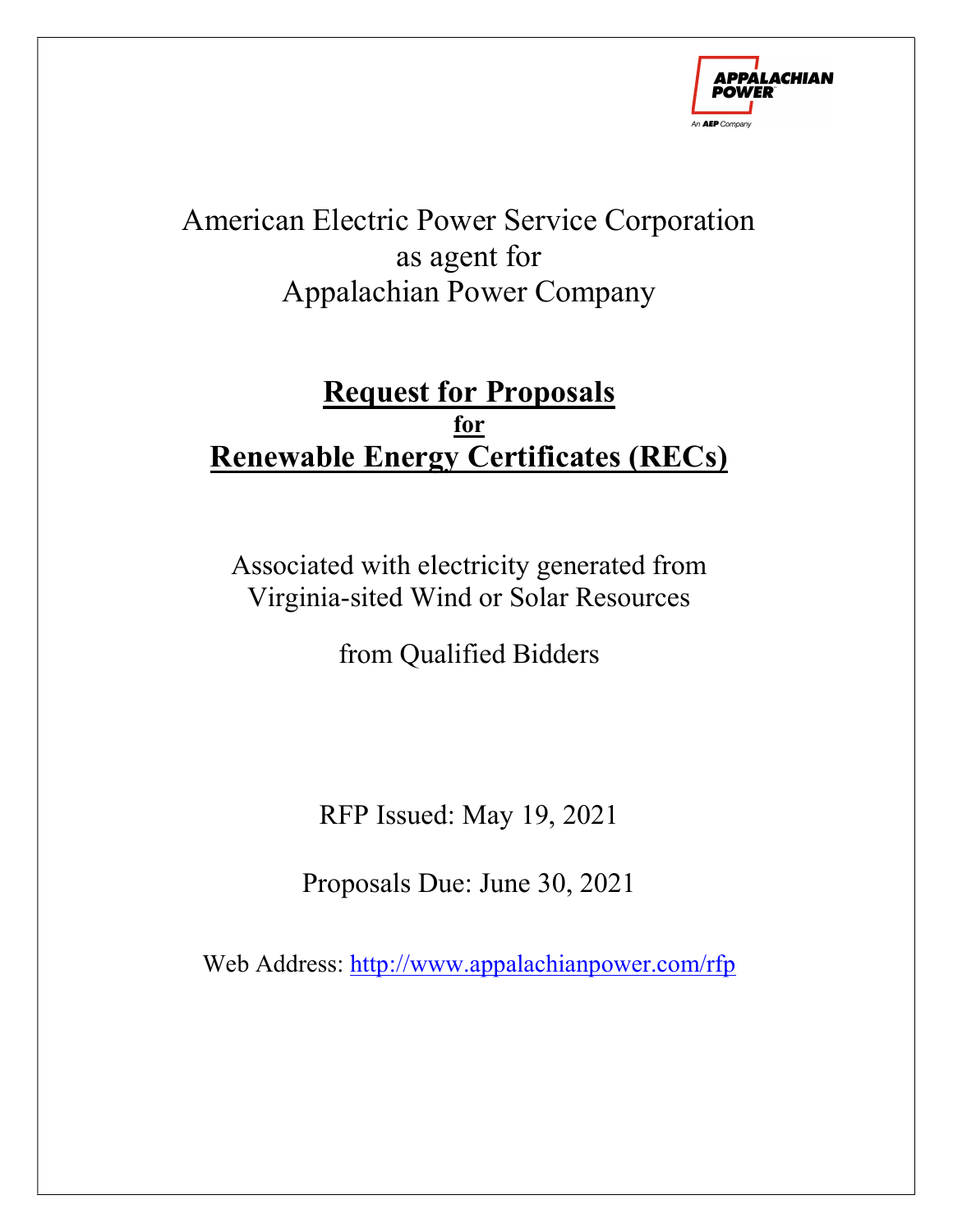APPALACHIAN POWER

An AEP Company

American Electric Power Service Corporation
as agent for
Appalachian Power Company

# Request for Proposals
## for
# Renewable Energy Certificates (RECs)

Associated with electricity generated from
Virginia-sited Wind or Solar Resources

from Qualified Bidders

RFP Issued: May 19, 2021

Proposals Due: June 30, 2021

Web Address: [http://www.appalachianpower.com/rfp](http://www.appalachianpower.com/rfp)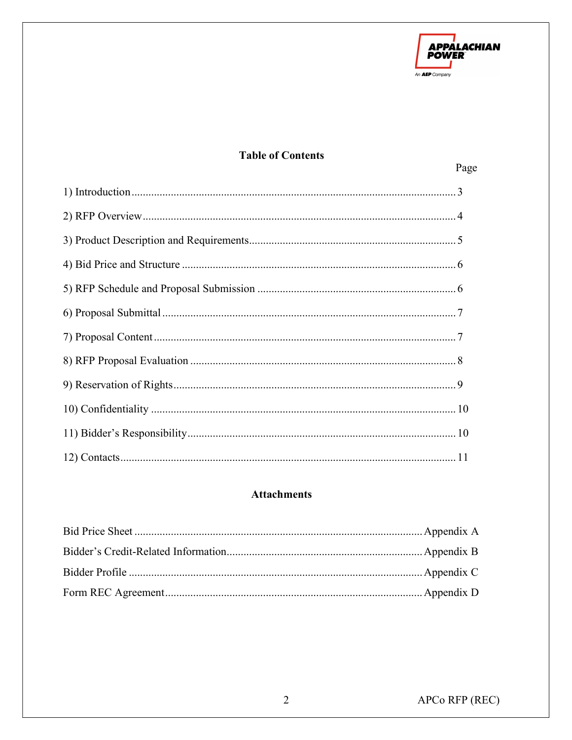## Table of Contents

| | Page |
|---|---|
| 1) Introduction | 3 |
| 2) RFP Overview | 4 |
| 3) Product Description and Requirements | 5 |
| 4) Bid Price and Structure | 6 |
| 5) RFP Schedule and Proposal Submission | 6 |
| 6) Proposal Submittal | 7 |
| 7) Proposal Content | 7 |
| 8) RFP Proposal Evaluation | 8 |
| 9) Reservation of Rights | 9 |
| 10) Confidentiality | 10 |
| 11) Bidder's Responsibility | 10 |
| 12) Contacts | 11 |

## Attachments

| | |
|---|---|
| Bid Price Sheet | Appendix A |
| Bidder's Credit-Related Information | Appendix B |
| Bidder Profile | Appendix C |
| Form REC Agreement | Appendix D |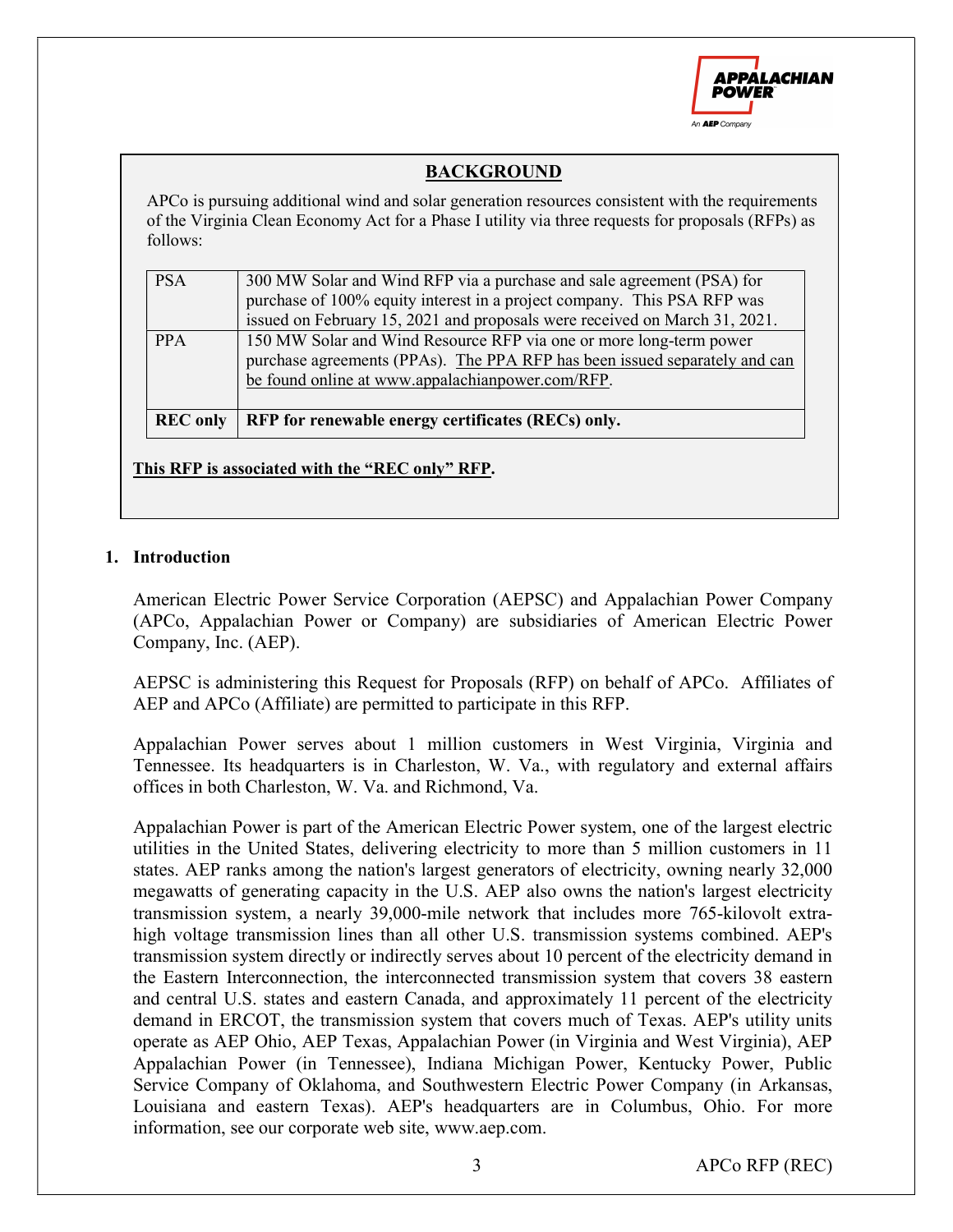## BACKGROUND

APCo is pursuing additional wind and solar generation resources consistent with the requirements of the Virginia Clean Economy Act for a Phase I utility via three requests for proposals (RFPs) as follows:

| | |
|---|---|
| PSA | 300 MW Solar and Wind RFP via a purchase and sale agreement (PSA) for purchase of 100% equity interest in a project company. This PSA RFP was issued on February 15, 2021 and proposals were received on March 31, 2021. |
| PPA | 150 MW Solar and Wind Resource RFP via one or more long-term power purchase agreements (PPAs). The PPA RFP has been issued separately and can be found online at www.appalachianpower.com/RFP. |
| **REC only** | **RFP for renewable energy certificates (RECs) only.** |

**This RFP is associated with the "REC only" RFP.**

## 1. Introduction

American Electric Power Service Corporation (AEPSC) and Appalachian Power Company (APCo, Appalachian Power or Company) are subsidiaries of American Electric Power Company, Inc. (AEP).

AEPSC is administering this Request for Proposals (RFP) on behalf of APCo. Affiliates of AEP and APCo (Affiliate) are permitted to participate in this RFP.

Appalachian Power serves about 1 million customers in West Virginia, Virginia and Tennessee. Its headquarters is in Charleston, W. Va., with regulatory and external affairs offices in both Charleston, W. Va. and Richmond, Va.

Appalachian Power is part of the American Electric Power system, one of the largest electric utilities in the United States, delivering electricity to more than 5 million customers in 11 states. AEP ranks among the nation's largest generators of electricity, owning nearly 32,000 megawatts of generating capacity in the U.S. AEP also owns the nation's largest electricity transmission system, a nearly 39,000-mile network that includes more 765-kilovolt extra-high voltage transmission lines than all other U.S. transmission systems combined. AEP's transmission system directly or indirectly serves about 10 percent of the electricity demand in the Eastern Interconnection, the interconnected transmission system that covers 38 eastern and central U.S. states and eastern Canada, and approximately 11 percent of the electricity demand in ERCOT, the transmission system that covers much of Texas. AEP's utility units operate as AEP Ohio, AEP Texas, Appalachian Power (in Virginia and West Virginia), AEP Appalachian Power (in Tennessee), Indiana Michigan Power, Kentucky Power, Public Service Company of Oklahoma, and Southwestern Electric Power Company (in Arkansas, Louisiana and eastern Texas). AEP's headquarters are in Columbus, Ohio. For more information, see our corporate web site, www.aep.com.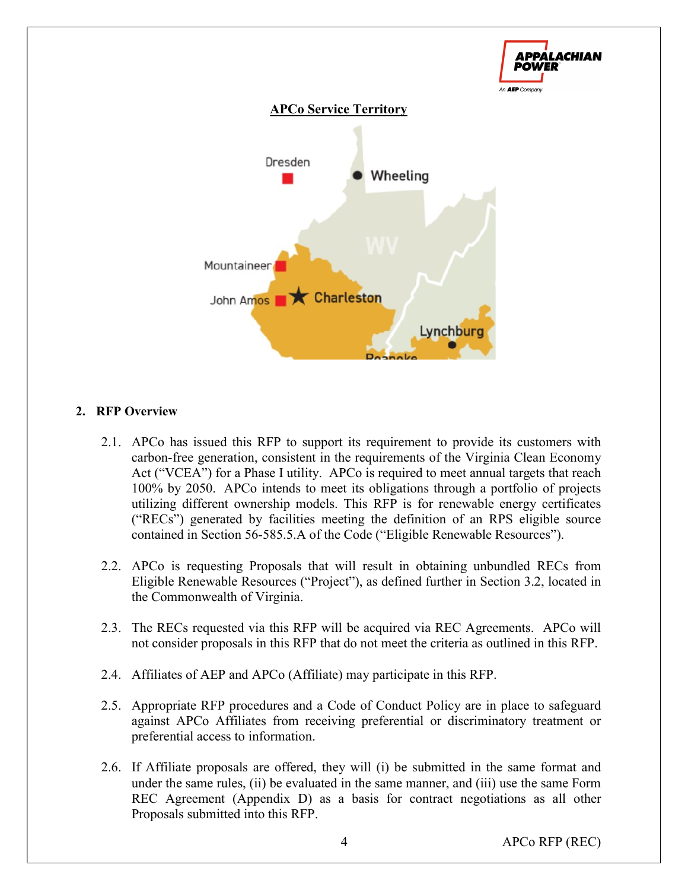## APCo Service Territory

Dresden

Wheeling

WV

Mountaineer

John Amos

Charleston

Lynchburg

Roanoke

## 2. RFP Overview

2.1. APCo has issued this RFP to support its requirement to provide its customers with carbon-free generation, consistent in the requirements of the Virginia Clean Economy Act ("VCEA") for a Phase I utility. APCo is required to meet annual targets that reach 100% by 2050. APCo intends to meet its obligations through a portfolio of projects utilizing different ownership models. This RFP is for renewable energy certificates ("RECs") generated by facilities meeting the definition of an RPS eligible source contained in Section 56-585.5.A of the Code ("Eligible Renewable Resources").

2.2. APCo is requesting Proposals that will result in obtaining unbundled RECs from Eligible Renewable Resources ("Project"), as defined further in Section 3.2, located in the Commonwealth of Virginia.

2.3. The RECs requested via this RFP will be acquired via REC Agreements. APCo will not consider proposals in this RFP that do not meet the criteria as outlined in this RFP.

2.4. Affiliates of AEP and APCo (Affiliate) may participate in this RFP.

2.5. Appropriate RFP procedures and a Code of Conduct Policy are in place to safeguard against APCo Affiliates from receiving preferential or discriminatory treatment or preferential access to information.

2.6. If Affiliate proposals are offered, they will (i) be submitted in the same format and under the same rules, (ii) be evaluated in the same manner, and (iii) use the same Form REC Agreement (Appendix D) as a basis for contract negotiations as all other Proposals submitted into this RFP.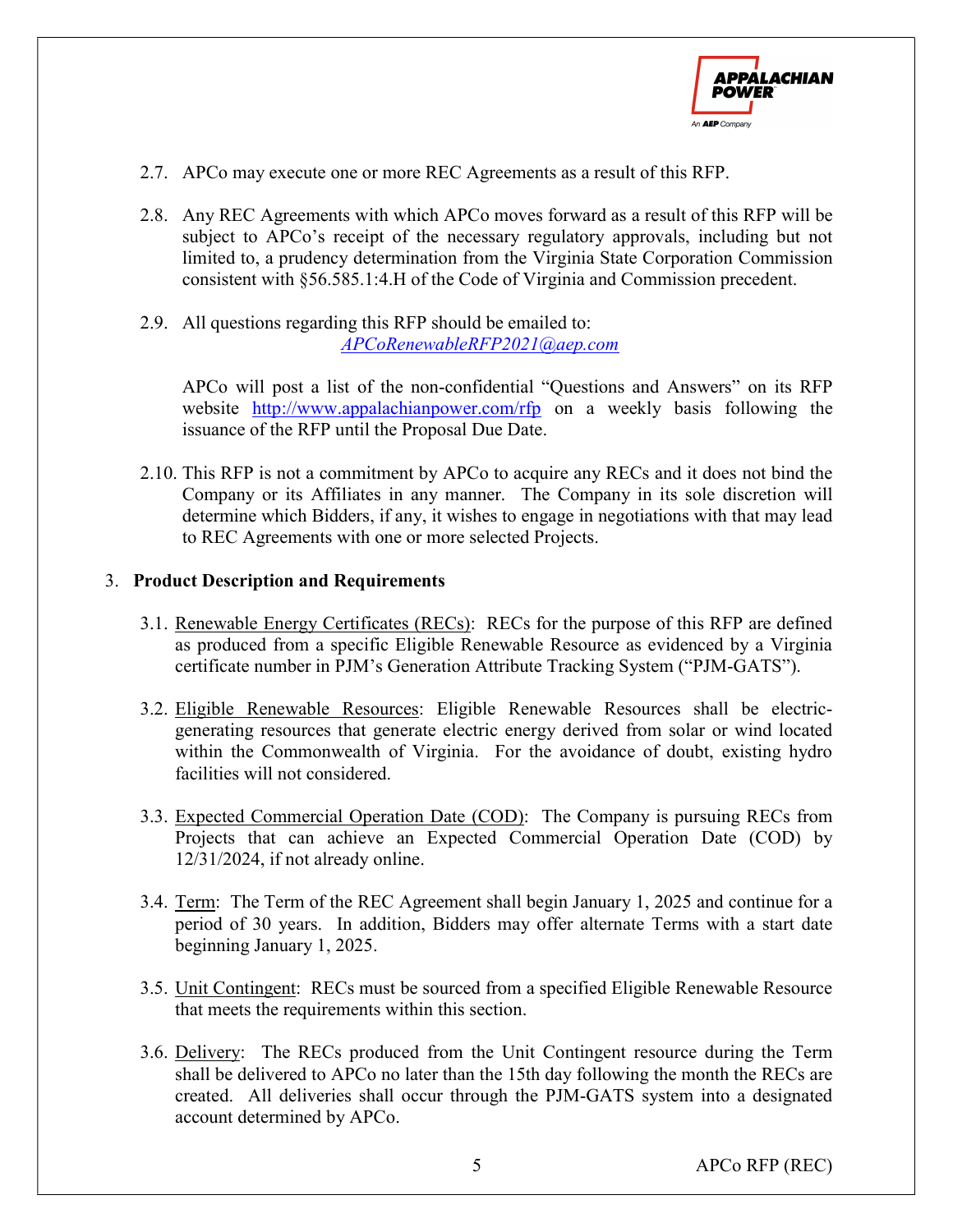2.7. APCo may execute one or more REC Agreements as a result of this RFP.

2.8. Any REC Agreements with which APCo moves forward as a result of this RFP will be subject to APCo's receipt of the necessary regulatory approvals, including but not limited to, a prudency determination from the Virginia State Corporation Commission consistent with §56.585.1:4.H of the Code of Virginia and Commission precedent.

2.9. All questions regarding this RFP should be emailed to:
*APCoRenewableRFP2021@aep.com*

APCo will post a list of the non-confidential "Questions and Answers" on its RFP website http://www.appalachianpower.com/rfp on a weekly basis following the issuance of the RFP until the Proposal Due Date.

2.10. This RFP is not a commitment by APCo to acquire any RECs and it does not bind the Company or its Affiliates in any manner. The Company in its sole discretion will determine which Bidders, if any, it wishes to engage in negotiations with that may lead to REC Agreements with one or more selected Projects.

## 3. Product Description and Requirements

3.1. Renewable Energy Certificates (RECs): RECs for the purpose of this RFP are defined as produced from a specific Eligible Renewable Resource as evidenced by a Virginia certificate number in PJM's Generation Attribute Tracking System ("PJM-GATS").

3.2. Eligible Renewable Resources: Eligible Renewable Resources shall be electric-generating resources that generate electric energy derived from solar or wind located within the Commonwealth of Virginia. For the avoidance of doubt, existing hydro facilities will not considered.

3.3. Expected Commercial Operation Date (COD): The Company is pursuing RECs from Projects that can achieve an Expected Commercial Operation Date (COD) by 12/31/2024, if not already online.

3.4. Term: The Term of the REC Agreement shall begin January 1, 2025 and continue for a period of 30 years. In addition, Bidders may offer alternate Terms with a start date beginning January 1, 2025.

3.5. Unit Contingent: RECs must be sourced from a specified Eligible Renewable Resource that meets the requirements within this section.

3.6. Delivery: The RECs produced from the Unit Contingent resource during the Term shall be delivered to APCo no later than the 15th day following the month the RECs are created. All deliveries shall occur through the PJM-GATS system into a designated account determined by APCo.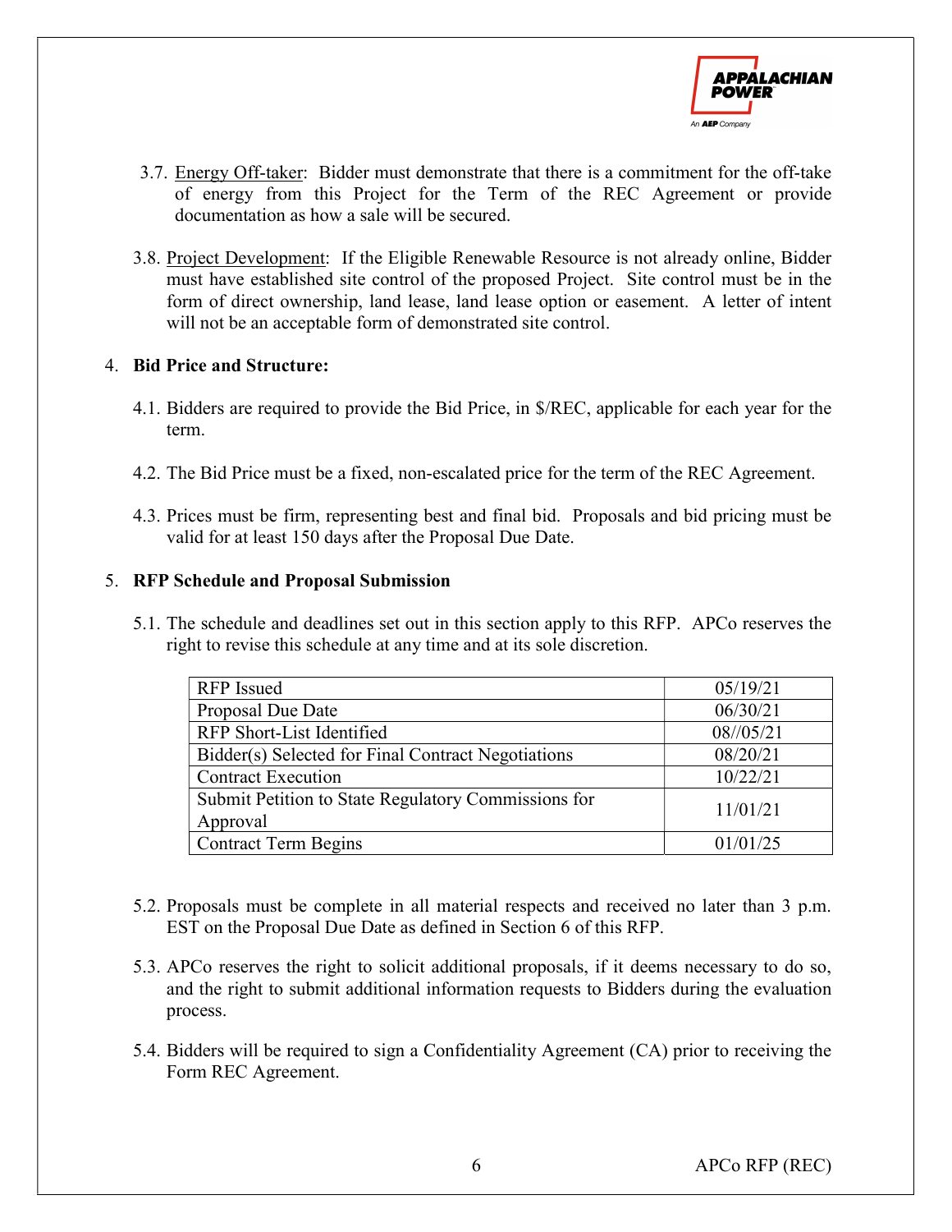3.7. Energy Off-taker: Bidder must demonstrate that there is a commitment for the off-take of energy from this Project for the Term of the REC Agreement or provide documentation as how a sale will be secured.

3.8. Project Development: If the Eligible Renewable Resource is not already online, Bidder must have established site control of the proposed Project. Site control must be in the form of direct ownership, land lease, land lease option or easement. A letter of intent will not be an acceptable form of demonstrated site control.

4. **Bid Price and Structure:**

4.1. Bidders are required to provide the Bid Price, in $/REC, applicable for each year for the term.

4.2. The Bid Price must be a fixed, non-escalated price for the term of the REC Agreement.

4.3. Prices must be firm, representing best and final bid. Proposals and bid pricing must be valid for at least 150 days after the Proposal Due Date.

5. **RFP Schedule and Proposal Submission**

5.1. The schedule and deadlines set out in this section apply to this RFP. APCo reserves the right to revise this schedule at any time and at its sole discretion.

| | |
|---|---|
| RFP Issued | 05/19/21 |
| Proposal Due Date | 06/30/21 |
| RFP Short-List Identified | 08//05/21 |
| Bidder(s) Selected for Final Contract Negotiations | 08/20/21 |
| Contract Execution | 10/22/21 |
| Submit Petition to State Regulatory Commissions for Approval | 11/01/21 |
| Contract Term Begins | 01/01/25 |

5.2. Proposals must be complete in all material respects and received no later than 3 p.m. EST on the Proposal Due Date as defined in Section 6 of this RFP.

5.3. APCo reserves the right to solicit additional proposals, if it deems necessary to do so, and the right to submit additional information requests to Bidders during the evaluation process.

5.4. Bidders will be required to sign a Confidentiality Agreement (CA) prior to receiving the Form REC Agreement.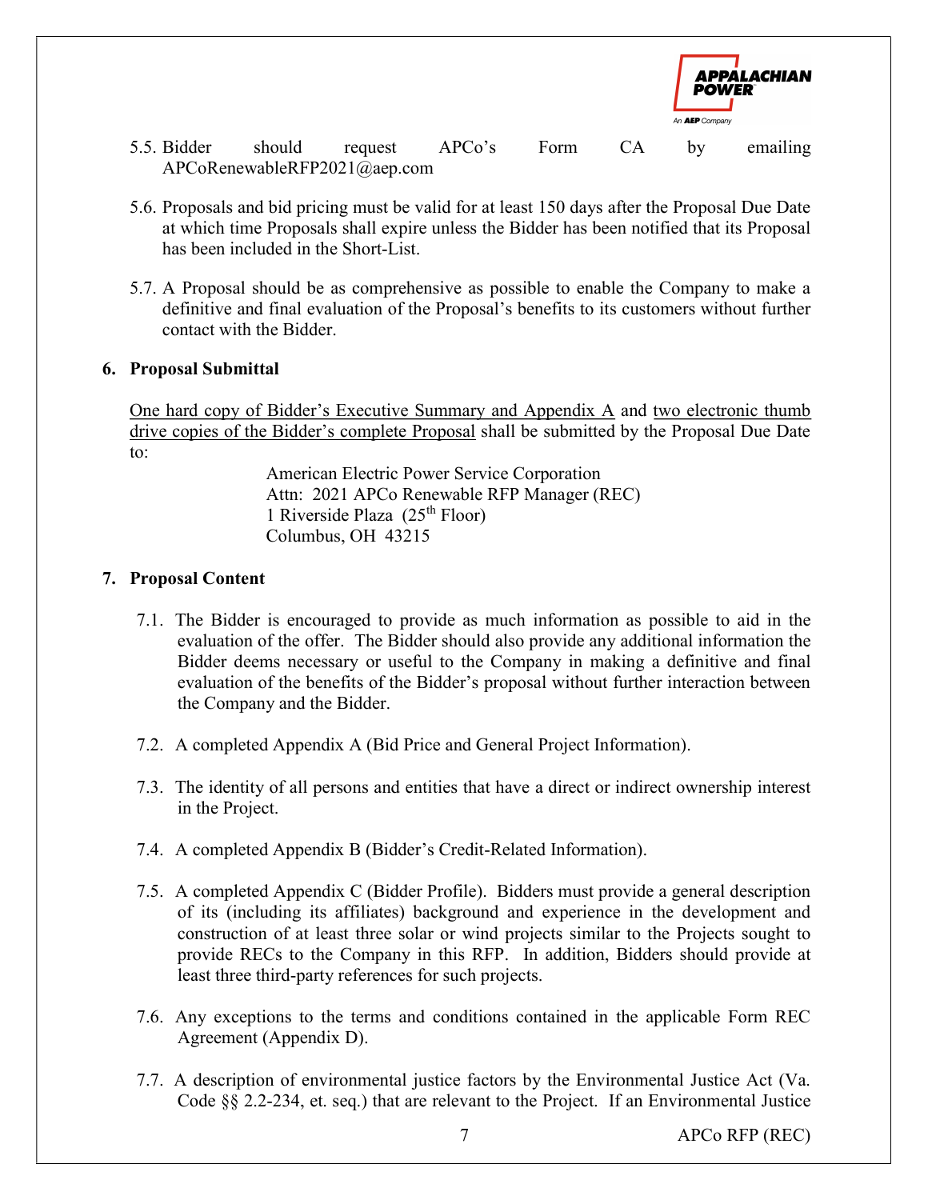5.5. Bidder should request APCo's Form CA by emailing APCoRenewableRFP2021@aep.com

5.6. Proposals and bid pricing must be valid for at least 150 days after the Proposal Due Date at which time Proposals shall expire unless the Bidder has been notified that its Proposal has been included in the Short-List.

5.7. A Proposal should be as comprehensive as possible to enable the Company to make a definitive and final evaluation of the Proposal's benefits to its customers without further contact with the Bidder.

## 6. Proposal Submittal

One hard copy of Bidder's Executive Summary and Appendix A and two electronic thumb drive copies of the Bidder's complete Proposal shall be submitted by the Proposal Due Date to:

American Electric Power Service Corporation
Attn: 2021 APCo Renewable RFP Manager (REC)
1 Riverside Plaza (25th Floor)
Columbus, OH 43215

## 7. Proposal Content

7.1. The Bidder is encouraged to provide as much information as possible to aid in the evaluation of the offer. The Bidder should also provide any additional information the Bidder deems necessary or useful to the Company in making a definitive and final evaluation of the benefits of the Bidder's proposal without further interaction between the Company and the Bidder.

7.2. A completed Appendix A (Bid Price and General Project Information).

7.3. The identity of all persons and entities that have a direct or indirect ownership interest in the Project.

7.4. A completed Appendix B (Bidder's Credit-Related Information).

7.5. A completed Appendix C (Bidder Profile). Bidders must provide a general description of its (including its affiliates) background and experience in the development and construction of at least three solar or wind projects similar to the Projects sought to provide RECs to the Company in this RFP. In addition, Bidders should provide at least three third-party references for such projects.

7.6. Any exceptions to the terms and conditions contained in the applicable Form REC Agreement (Appendix D).

7.7. A description of environmental justice factors by the Environmental Justice Act (Va. Code §§ 2.2-234, et. seq.) that are relevant to the Project. If an Environmental Justice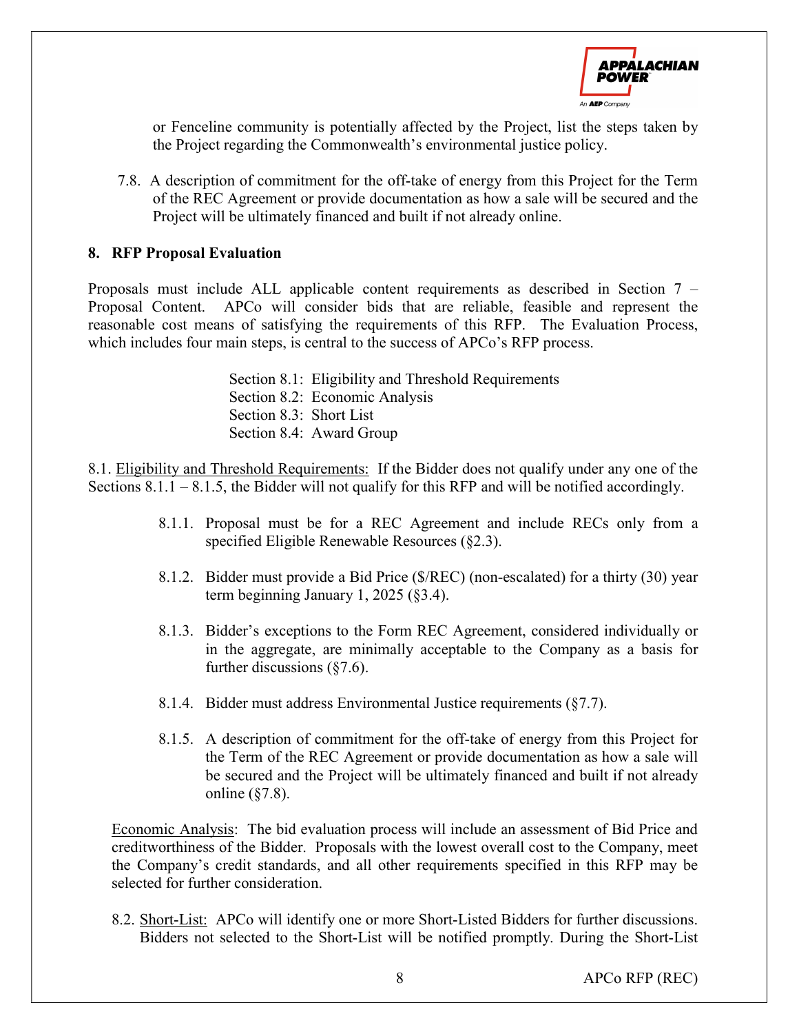or Fenceline community is potentially affected by the Project, list the steps taken by the Project regarding the Commonwealth's environmental justice policy.

7.8. A description of commitment for the off-take of energy from this Project for the Term of the REC Agreement or provide documentation as how a sale will be secured and the Project will be ultimately financed and built if not already online.

## 8. RFP Proposal Evaluation

Proposals must include ALL applicable content requirements as described in Section 7 – Proposal Content. APCo will consider bids that are reliable, feasible and represent the reasonable cost means of satisfying the requirements of this RFP. The Evaluation Process, which includes four main steps, is central to the success of APCo's RFP process.

Section 8.1: Eligibility and Threshold Requirements
Section 8.2: Economic Analysis
Section 8.3: Short List
Section 8.4: Award Group

8.1. Eligibility and Threshold Requirements: If the Bidder does not qualify under any one of the Sections 8.1.1 – 8.1.5, the Bidder will not qualify for this RFP and will be notified accordingly.

8.1.1. Proposal must be for a REC Agreement and include RECs only from a specified Eligible Renewable Resources (§2.3).

8.1.2. Bidder must provide a Bid Price ($/REC) (non-escalated) for a thirty (30) year term beginning January 1, 2025 (§3.4).

8.1.3. Bidder's exceptions to the Form REC Agreement, considered individually or in the aggregate, are minimally acceptable to the Company as a basis for further discussions (§7.6).

8.1.4. Bidder must address Environmental Justice requirements (§7.7).

8.1.5. A description of commitment for the off-take of energy from this Project for the Term of the REC Agreement or provide documentation as how a sale will be secured and the Project will be ultimately financed and built if not already online (§7.8).

Economic Analysis: The bid evaluation process will include an assessment of Bid Price and creditworthiness of the Bidder. Proposals with the lowest overall cost to the Company, meet the Company's credit standards, and all other requirements specified in this RFP may be selected for further consideration.

8.2. Short-List: APCo will identify one or more Short-Listed Bidders for further discussions. Bidders not selected to the Short-List will be notified promptly. During the Short-List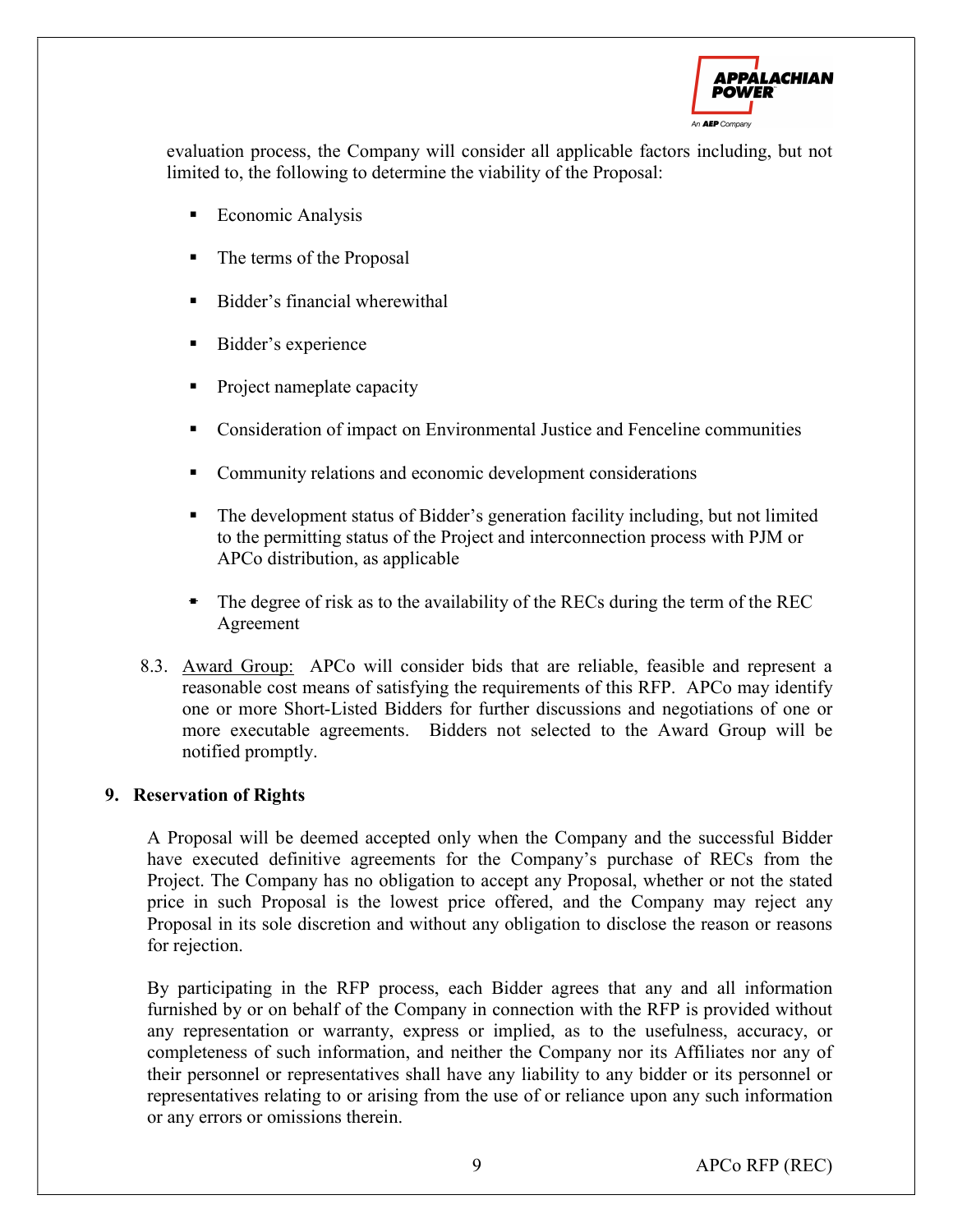evaluation process, the Company will consider all applicable factors including, but not limited to, the following to determine the viability of the Proposal:

- Economic Analysis
- The terms of the Proposal
- Bidder's financial wherewithal
- Bidder's experience
- Project nameplate capacity
- Consideration of impact on Environmental Justice and Fenceline communities
- Community relations and economic development considerations
- The development status of Bidder's generation facility including, but not limited to the permitting status of the Project and interconnection process with PJM or APCo distribution, as applicable
- The degree of risk as to the availability of the RECs during the term of the REC Agreement

8.3. Award Group: APCo will consider bids that are reliable, feasible and represent a reasonable cost means of satisfying the requirements of this RFP. APCo may identify one or more Short-Listed Bidders for further discussions and negotiations of one or more executable agreements. Bidders not selected to the Award Group will be notified promptly.

## 9. Reservation of Rights

A Proposal will be deemed accepted only when the Company and the successful Bidder have executed definitive agreements for the Company's purchase of RECs from the Project. The Company has no obligation to accept any Proposal, whether or not the stated price in such Proposal is the lowest price offered, and the Company may reject any Proposal in its sole discretion and without any obligation to disclose the reason or reasons for rejection.

By participating in the RFP process, each Bidder agrees that any and all information furnished by or on behalf of the Company in connection with the RFP is provided without any representation or warranty, express or implied, as to the usefulness, accuracy, or completeness of such information, and neither the Company nor its Affiliates nor any of their personnel or representatives shall have any liability to any bidder or its personnel or representatives relating to or arising from the use of or reliance upon any such information or any errors or omissions therein.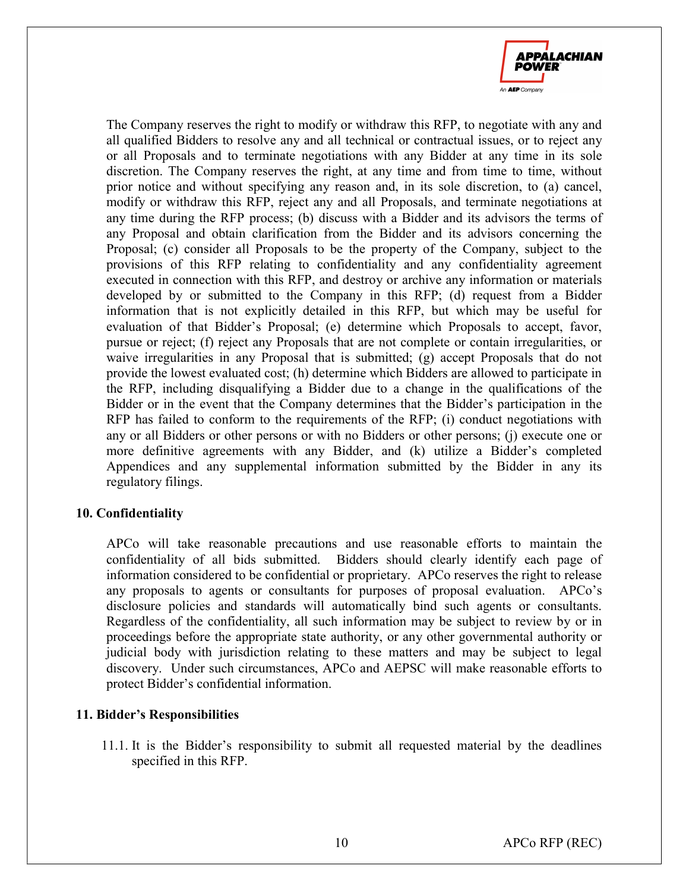The Company reserves the right to modify or withdraw this RFP, to negotiate with any and all qualified Bidders to resolve any and all technical or contractual issues, or to reject any or all Proposals and to terminate negotiations with any Bidder at any time in its sole discretion. The Company reserves the right, at any time and from time to time, without prior notice and without specifying any reason and, in its sole discretion, to (a) cancel, modify or withdraw this RFP, reject any and all Proposals, and terminate negotiations at any time during the RFP process; (b) discuss with a Bidder and its advisors the terms of any Proposal and obtain clarification from the Bidder and its advisors concerning the Proposal; (c) consider all Proposals to be the property of the Company, subject to the provisions of this RFP relating to confidentiality and any confidentiality agreement executed in connection with this RFP, and destroy or archive any information or materials developed by or submitted to the Company in this RFP; (d) request from a Bidder information that is not explicitly detailed in this RFP, but which may be useful for evaluation of that Bidder's Proposal; (e) determine which Proposals to accept, favor, pursue or reject; (f) reject any Proposals that are not complete or contain irregularities, or waive irregularities in any Proposal that is submitted; (g) accept Proposals that do not provide the lowest evaluated cost; (h) determine which Bidders are allowed to participate in the RFP, including disqualifying a Bidder due to a change in the qualifications of the Bidder or in the event that the Company determines that the Bidder's participation in the RFP has failed to conform to the requirements of the RFP; (i) conduct negotiations with any or all Bidders or other persons or with no Bidders or other persons; (j) execute one or more definitive agreements with any Bidder, and (k) utilize a Bidder's completed Appendices and any supplemental information submitted by the Bidder in any its regulatory filings.

## 10. Confidentiality

APCo will take reasonable precautions and use reasonable efforts to maintain the confidentiality of all bids submitted. Bidders should clearly identify each page of information considered to be confidential or proprietary. APCo reserves the right to release any proposals to agents or consultants for purposes of proposal evaluation. APCo's disclosure policies and standards will automatically bind such agents or consultants. Regardless of the confidentiality, all such information may be subject to review by or in proceedings before the appropriate state authority, or any other governmental authority or judicial body with jurisdiction relating to these matters and may be subject to legal discovery. Under such circumstances, APCo and AEPSC will make reasonable efforts to protect Bidder's confidential information.

## 11. Bidder's Responsibilities

11.1. It is the Bidder's responsibility to submit all requested material by the deadlines specified in this RFP.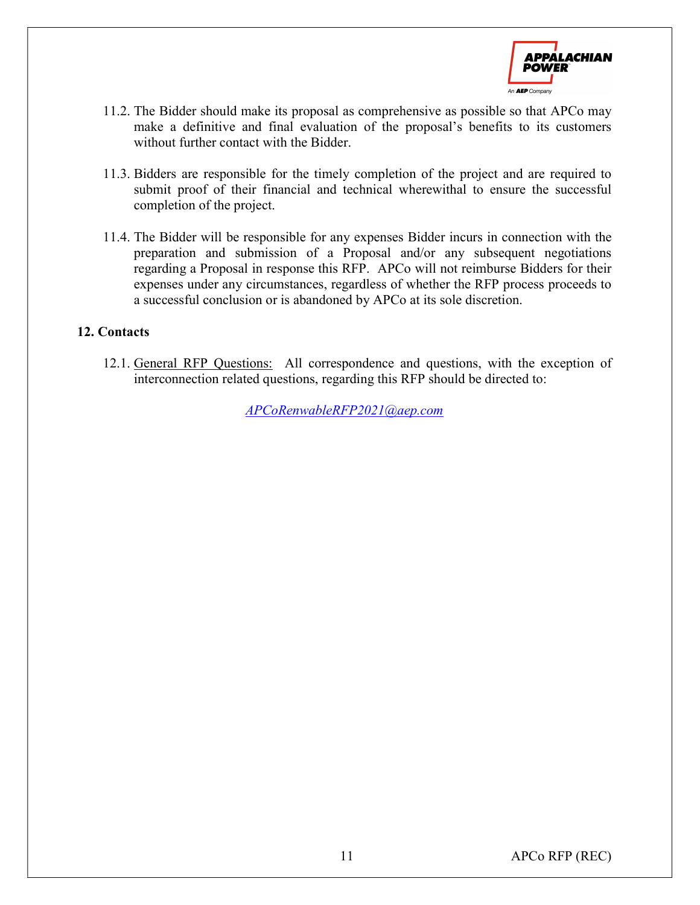11.2. The Bidder should make its proposal as comprehensive as possible so that APCo may make a definitive and final evaluation of the proposal's benefits to its customers without further contact with the Bidder.

11.3. Bidders are responsible for the timely completion of the project and are required to submit proof of their financial and technical wherewithal to ensure the successful completion of the project.

11.4. The Bidder will be responsible for any expenses Bidder incurs in connection with the preparation and submission of a Proposal and/or any subsequent negotiations regarding a Proposal in response this RFP. APCo will not reimburse Bidders for their expenses under any circumstances, regardless of whether the RFP process proceeds to a successful conclusion or is abandoned by APCo at its sole discretion.

## 12. Contacts

12.1. General RFP Questions: All correspondence and questions, with the exception of interconnection related questions, regarding this RFP should be directed to:

*APCoRenwableRFP2021@aep.com*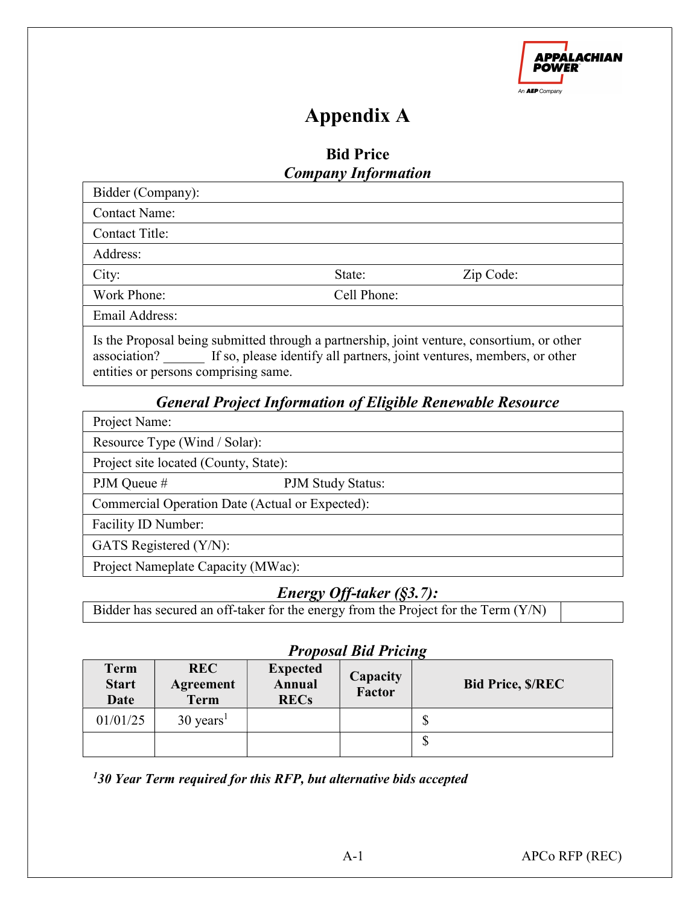# Appendix A

## Bid Price

### *Company Information*

| | | |
|---|---|---|
| Bidder (Company): | | |
| Contact Name: | | |
| Contact Title: | | |
| Address: | | |
| City: | State: | Zip Code: |
| Work Phone: | Cell Phone: | |
| Email Address: | | |
| Is the Proposal being submitted through a partnership, joint venture, consortium, or other association? ______ If so, please identify all partners, joint ventures, members, or other entities or persons comprising same. | | |

### *General Project Information of Eligible Renewable Resource*

| | |
|---|---|
| Project Name: | |
| Resource Type (Wind / Solar): | |
| Project site located (County, State): | |
| PJM Queue # | PJM Study Status: |
| Commercial Operation Date (Actual or Expected): | |
| Facility ID Number: | |
| GATS Registered (Y/N): | |
| Project Nameplate Capacity (MWac): | |

### *Energy Off-taker (§3.7):*

| | |
|---|---|
| Bidder has secured an off-taker for the energy from the Project for the Term (Y/N) | |

### *Proposal Bid Pricing*

| Term Start Date | REC Agreement Term | Expected Annual RECs | Capacity Factor | Bid Price, $/REC |
|---|---|---|---|---|
| 01/01/25 | 30 years[1] | | | $ |
| | | | | $ |

*[1] 30 Year Term required for this RFP, but alternative bids accepted*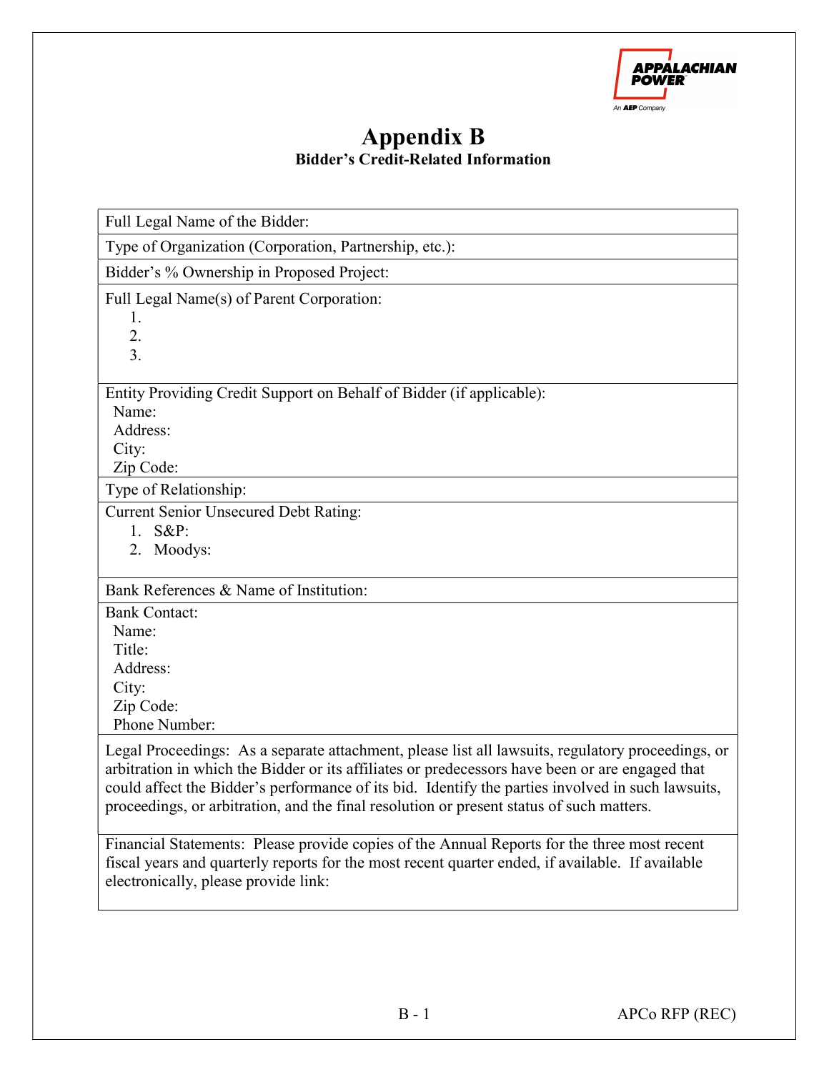# Appendix B

**Bidder's Credit-Related Information**

Full Legal Name of the Bidder:

Type of Organization (Corporation, Partnership, etc.):

Bidder's % Ownership in Proposed Project:

Full Legal Name(s) of Parent Corporation:

1.
2.
3.

Entity Providing Credit Support on Behalf of Bidder (if applicable):

Name:
Address:
City:
Zip Code:

Type of Relationship:

Current Senior Unsecured Debt Rating:

1. S&P:
2. Moodys:

Bank References & Name of Institution:

Bank Contact:

Name:
Title:
Address:
City:
Zip Code:
Phone Number:

Legal Proceedings: As a separate attachment, please list all lawsuits, regulatory proceedings, or arbitration in which the Bidder or its affiliates or predecessors have been or are engaged that could affect the Bidder's performance of its bid. Identify the parties involved in such lawsuits, proceedings, or arbitration, and the final resolution or present status of such matters.

Financial Statements: Please provide copies of the Annual Reports for the three most recent fiscal years and quarterly reports for the most recent quarter ended, if available. If available electronically, please provide link: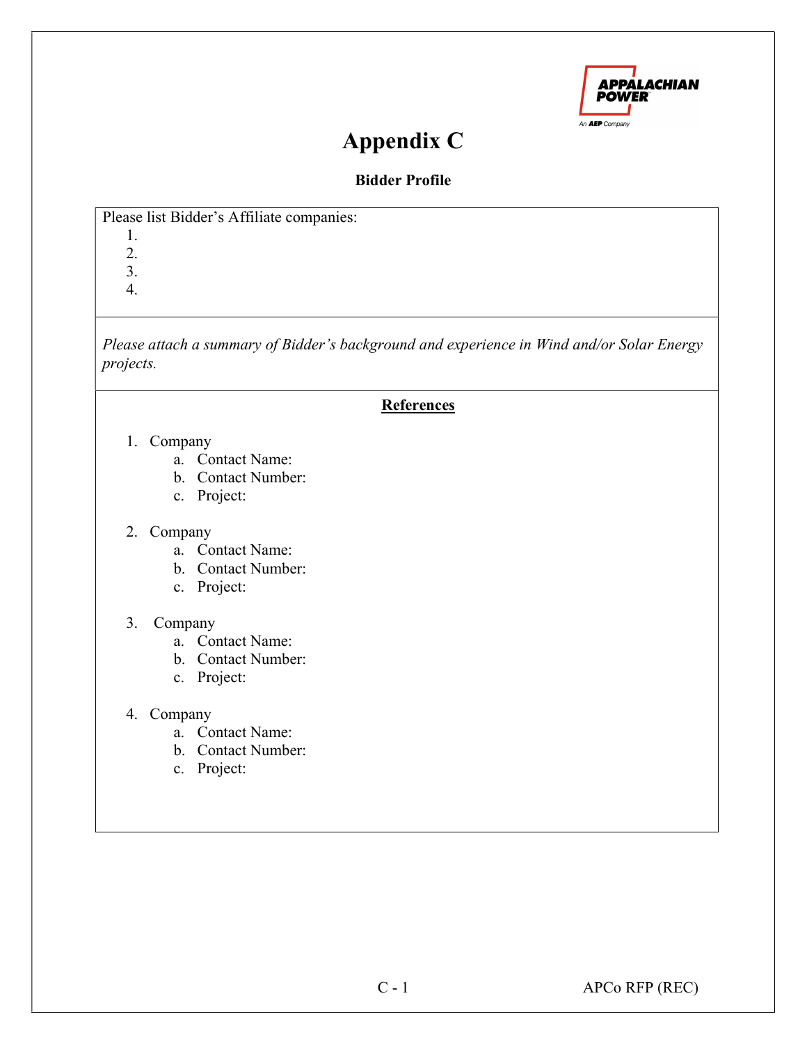# Appendix C

**Bidder Profile**

Please list Bidder's Affiliate companies:

1.
2.
3.
4.

*Please attach a summary of Bidder's background and experience in Wind and/or Solar Energy projects.*

**References**

1. Company
   a. Contact Name:
   b. Contact Number:
   c. Project:

2. Company
   a. Contact Name:
   b. Contact Number:
   c. Project:

3. Company
   a. Contact Name:
   b. Contact Number:
   c. Project:

4. Company
   a. Contact Name:
   b. Contact Number:
   c. Project: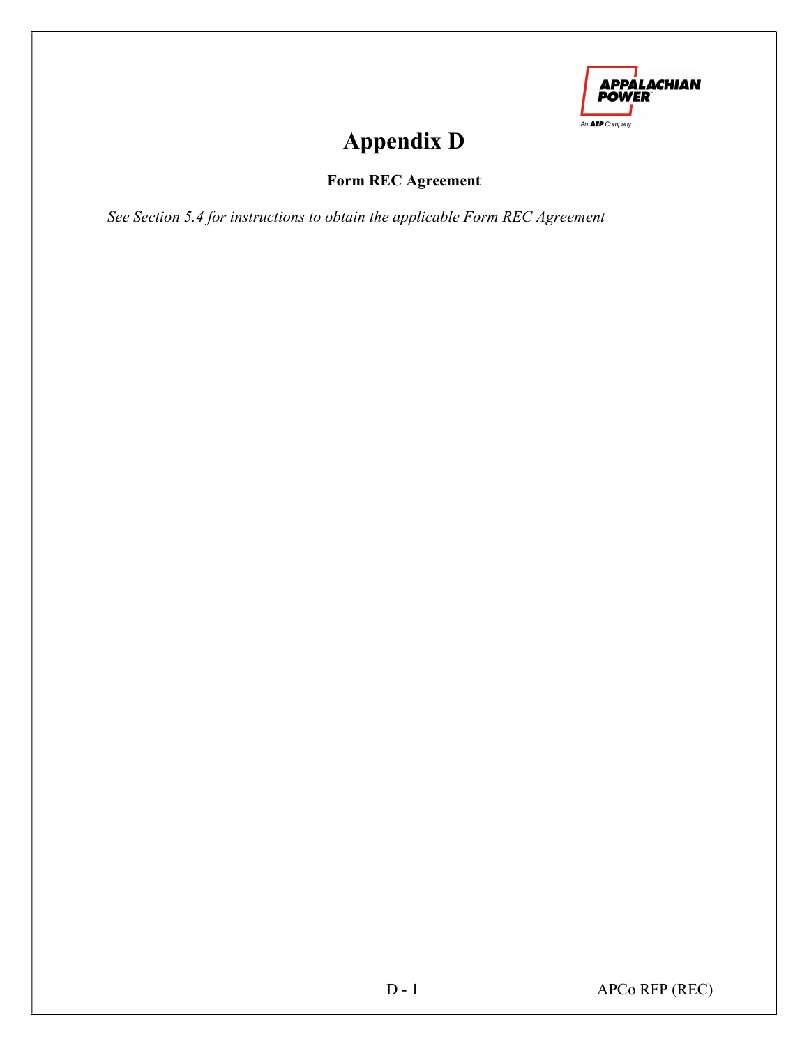# Appendix D

**Form REC Agreement**

*See Section 5.4 for instructions to obtain the applicable Form REC Agreement*